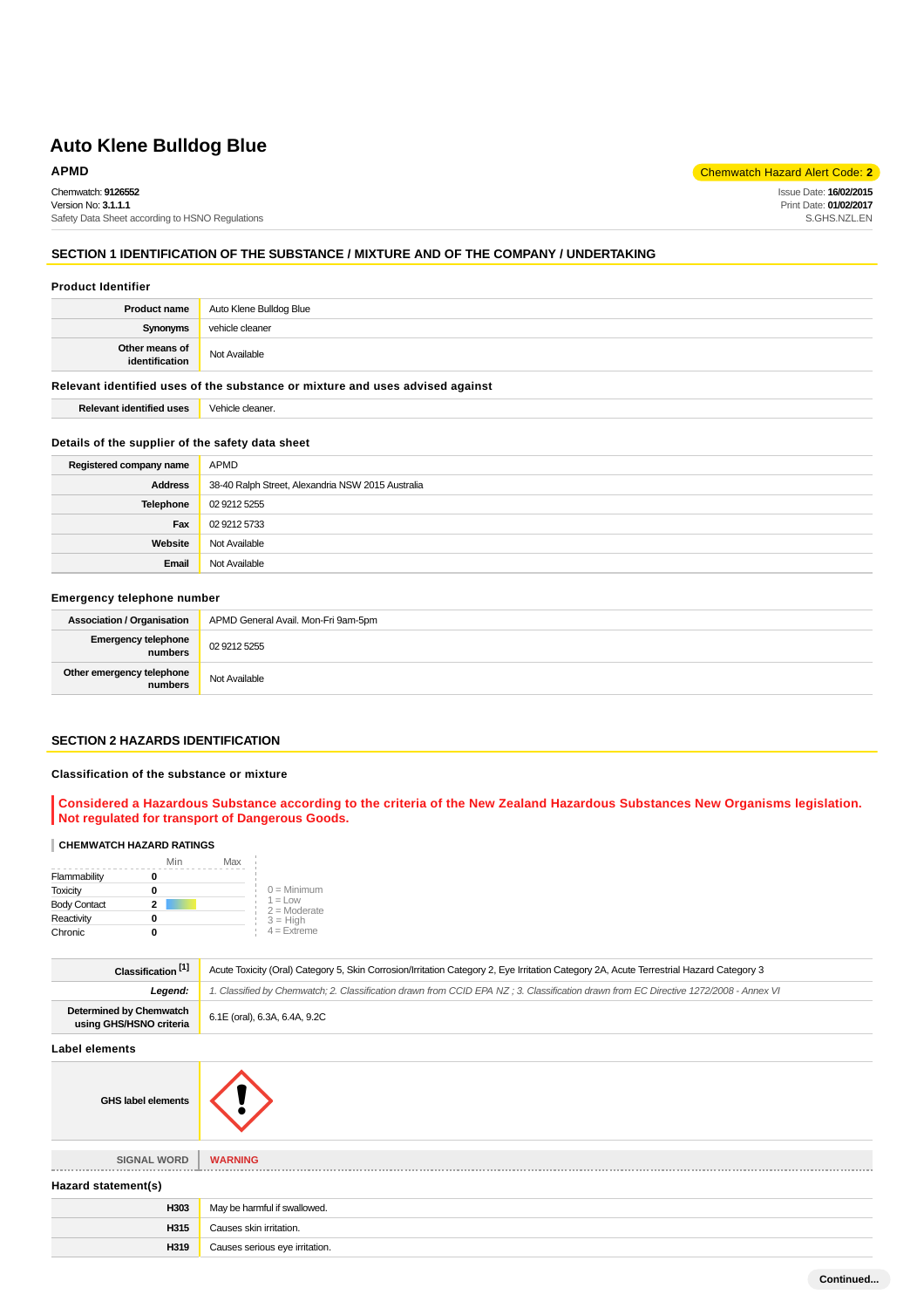# Auto Klene Bulldog Blue

**APMD**

Chemwatch Hazard Alert Code: **2**

Chemwatch: **9126552**
Version No: **3.1.1.1**
Safety Data Sheet according to HSNO Regulations

Issue Date: **16/02/2015**
Print Date: **01/02/2017**
S.GHS.NZL.EN

## SECTION 1 IDENTIFICATION OF THE SUBSTANCE / MIXTURE AND OF THE COMPANY / UNDERTAKING

### Product Identifier

| | |
|---|---|
| **Product name** | Auto Klene Bulldog Blue |
| **Synonyms** | vehicle cleaner |
| **Other means of identification** | Not Available |

### Relevant identified uses of the substance or mixture and uses advised against

| | |
|---|---|
| **Relevant identified uses** | Vehicle cleaner. |

### Details of the supplier of the safety data sheet

| | |
|---|---|
| **Registered company name** | APMD |
| **Address** | 38-40 Ralph Street, Alexandria NSW 2015 Australia |
| **Telephone** | 02 9212 5255 |
| **Fax** | 02 9212 5733 |
| **Website** | Not Available |
| **Email** | Not Available |

### Emergency telephone number

| | |
|---|---|
| **Association / Organisation** | APMD General Avail. Mon-Fri 9am-5pm |
| **Emergency telephone numbers** | 02 9212 5255 |
| **Other emergency telephone numbers** | Not Available |

## SECTION 2 HAZARDS IDENTIFICATION

### Classification of the substance or mixture

**Considered a Hazardous Substance according to the criteria of the New Zealand Hazardous Substances New Organisms legislation. Not regulated for transport of Dangerous Goods.**

**CHEMWATCH HAZARD RATINGS**

| | Rating (Min–Max) |
|---|---|
| Flammability | 0 |
| Toxicity | 0 |
| Body Contact | 2 |
| Reactivity | 0 |
| Chronic | 0 |

0 = Minimum
1 = Low
2 = Moderate
3 = High
4 = Extreme

| | |
|---|---|
| **Classification [1]** | Acute Toxicity (Oral) Category 5, Skin Corrosion/Irritation Category 2, Eye Irritation Category 2A, Acute Terrestrial Hazard Category 3 |
| **Legend:** | *1. Classified by Chemwatch; 2. Classification drawn from CCID EPA NZ ; 3. Classification drawn from EC Directive 1272/2008 - Annex VI* |
| **Determined by Chemwatch using GHS/HSNO criteria** | 6.1E (oral), 6.3A, 6.4A, 9.2C |

### Label elements

| | |
|---|---|
| **GHS label elements** | |
| **SIGNAL WORD** | **WARNING** |

### Hazard statement(s)

| | |
|---|---|
| **H303** | May be harmful if swallowed. |
| **H315** | Causes skin irritation. |
| **H319** | Causes serious eye irritation. |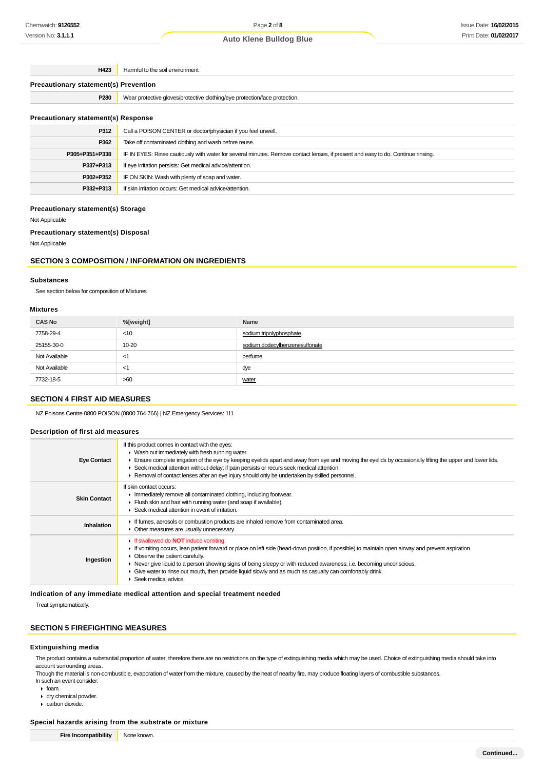| | |
|---|---|
| **H423** | Harmful to the soil environment |

**Precautionary statement(s) Prevention**

| | |
|---|---|
| **P280** | Wear protective gloves/protective clothing/eye protection/face protection. |

**Precautionary statement(s) Response**

| | |
|---|---|
| **P312** | Call a POISON CENTER or doctor/physician if you feel unwell. |
| **P362** | Take off contaminated clothing and wash before reuse. |
| **P305+P351+P338** | IF IN EYES: Rinse cautiously with water for several minutes. Remove contact lenses, if present and easy to do. Continue rinsing. |
| **P337+P313** | If eye irritation persists: Get medical advice/attention. |
| **P302+P352** | IF ON SKIN: Wash with plenty of soap and water. |
| **P332+P313** | If skin irritation occurs: Get medical advice/attention. |

**Precautionary statement(s) Storage**

Not Applicable

**Precautionary statement(s) Disposal**

Not Applicable

## SECTION 3 COMPOSITION / INFORMATION ON INGREDIENTS

### Substances

See section below for composition of Mixtures

### Mixtures

| CAS No | %[weight] | Name |
|---|---|---|
| 7758-29-4 | <10 | sodium tripolyphosphate |
| 25155-30-0 | 10-20 | sodium dodecylbenzenesulfonate |
| Not Available | <1 | perfume |
| Not Available | <1 | dye |
| 7732-18-5 | >60 | water |

## SECTION 4 FIRST AID MEASURES

NZ Poisons Centre 0800 POISON (0800 764 766) | NZ Emergency Services: 111

### Description of first aid measures

| | |
|---|---|
| **Eye Contact** | If this product comes in contact with the eyes:<br>▸ Wash out immediately with fresh running water.<br>▸ Ensure complete irrigation of the eye by keeping eyelids apart and away from eye and moving the eyelids by occasionally lifting the upper and lower lids.<br>▸ Seek medical attention without delay; if pain persists or recurs seek medical attention.<br>▸ Removal of contact lenses after an eye injury should only be undertaken by skilled personnel. |
| **Skin Contact** | If skin contact occurs:<br>▸ Immediately remove all contaminated clothing, including footwear.<br>▸ Flush skin and hair with running water (and soap if available).<br>▸ Seek medical attention in event of irritation. |
| **Inhalation** | ▸ If fumes, aerosols or combustion products are inhaled remove from contaminated area.<br>▸ Other measures are usually unnecessary. |
| **Ingestion** | ▸ If swallowed do **NOT** induce vomiting.<br>▸ If vomiting occurs, lean patient forward or place on left side (head-down position, if possible) to maintain open airway and prevent aspiration.<br>▸ Observe the patient carefully.<br>▸ Never give liquid to a person showing signs of being sleepy or with reduced awareness; i.e. becoming unconscious.<br>▸ Give water to rinse out mouth, then provide liquid slowly and as much as casualty can comfortably drink.<br>▸ Seek medical advice. |

### Indication of any immediate medical attention and special treatment needed

Treat symptomatically.

## SECTION 5 FIREFIGHTING MEASURES

### Extinguishing media

The product contains a substantial proportion of water, therefore there are no restrictions on the type of extinguishing media which may be used. Choice of extinguishing media should take into account surrounding areas.
Though the material is non-combustible, evaporation of water from the mixture, caused by the heat of nearby fire, may produce floating layers of combustible substances.
In such an event consider:

- foam.
- dry chemical powder.
- carbon dioxide.

### Special hazards arising from the substrate or mixture

| | |
|---|---|
| **Fire Incompatibility** | None known. |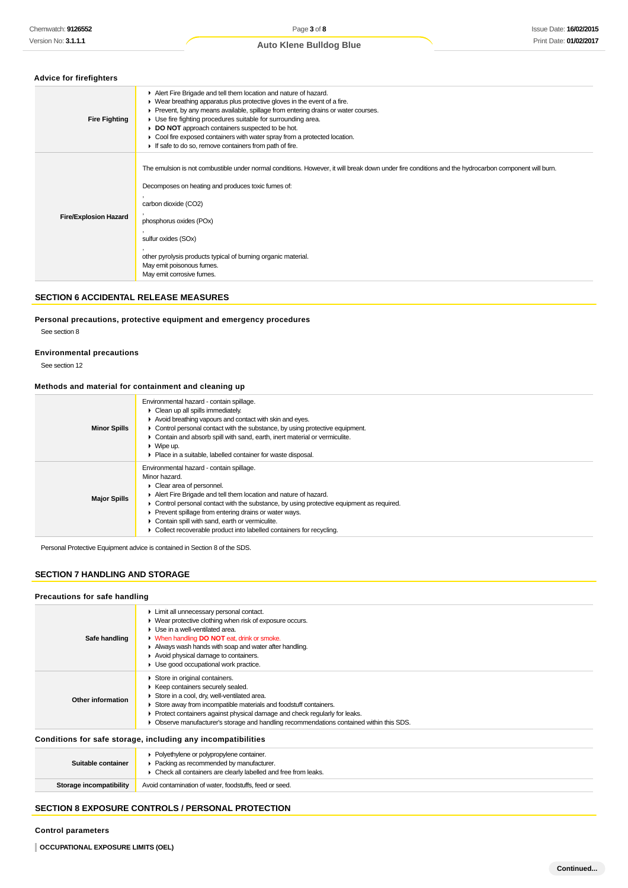### Advice for firefighters

| | |
|---|---|
| **Fire Fighting** | ▸ Alert Fire Brigade and tell them location and nature of hazard.<br>▸ Wear breathing apparatus plus protective gloves in the event of a fire.<br>▸ Prevent, by any means available, spillage from entering drains or water courses.<br>▸ Use fire fighting procedures suitable for surrounding area.<br>▸ **DO NOT** approach containers suspected to be hot.<br>▸ Cool fire exposed containers with water spray from a protected location.<br>▸ If safe to do so, remove containers from path of fire. |
| **Fire/Explosion Hazard** | The emulsion is not combustible under normal conditions. However, it will break down under fire conditions and the hydrocarbon component will burn.<br><br>Decomposes on heating and produces toxic fumes of:<br><br>,<br>carbon dioxide ($CO_2$)<br>,<br>phosphorus oxides ($PO_x$)<br>,<br>sulfur oxides ($SO_x$)<br>,<br>other pyrolysis products typical of burning organic material.<br>May emit poisonous fumes.<br>May emit corrosive fumes. |

## SECTION 6 ACCIDENTAL RELEASE MEASURES

### Personal precautions, protective equipment and emergency procedures

See section 8

### Environmental precautions

See section 12

### Methods and material for containment and cleaning up

| | |
|---|---|
| **Minor Spills** | Environmental hazard - contain spillage.<br>▸ Clean up all spills immediately.<br>▸ Avoid breathing vapours and contact with skin and eyes.<br>▸ Control personal contact with the substance, by using protective equipment.<br>▸ Contain and absorb spill with sand, earth, inert material or vermiculite.<br>▸ Wipe up.<br>▸ Place in a suitable, labelled container for waste disposal. |
| **Major Spills** | Environmental hazard - contain spillage.<br>Minor hazard.<br>▸ Clear area of personnel.<br>▸ Alert Fire Brigade and tell them location and nature of hazard.<br>▸ Control personal contact with the substance, by using protective equipment as required.<br>▸ Prevent spillage from entering drains or water ways.<br>▸ Contain spill with sand, earth or vermiculite.<br>▸ Collect recoverable product into labelled containers for recycling. |

Personal Protective Equipment advice is contained in Section 8 of the SDS.

## SECTION 7 HANDLING AND STORAGE

### Precautions for safe handling

| | |
|---|---|
| **Safe handling** | ▸ Limit all unnecessary personal contact.<br>▸ Wear protective clothing when risk of exposure occurs.<br>▸ Use in a well-ventilated area.<br>▸ When handling **DO NOT** eat, drink or smoke.<br>▸ Always wash hands with soap and water after handling.<br>▸ Avoid physical damage to containers.<br>▸ Use good occupational work practice. |
| **Other information** | ▸ Store in original containers.<br>▸ Keep containers securely sealed.<br>▸ Store in a cool, dry, well-ventilated area.<br>▸ Store away from incompatible materials and foodstuff containers.<br>▸ Protect containers against physical damage and check regularly for leaks.<br>▸ Observe manufacturer's storage and handling recommendations contained within this SDS. |

### Conditions for safe storage, including any incompatibilities

| | |
|---|---|
| **Suitable container** | ▸ Polyethylene or polypropylene container.<br>▸ Packing as recommended by manufacturer.<br>▸ Check all containers are clearly labelled and free from leaks. |
| **Storage incompatibility** | Avoid contamination of water, foodstuffs, feed or seed. |

## SECTION 8 EXPOSURE CONTROLS / PERSONAL PROTECTION

### Control parameters

**OCCUPATIONAL EXPOSURE LIMITS (OEL)**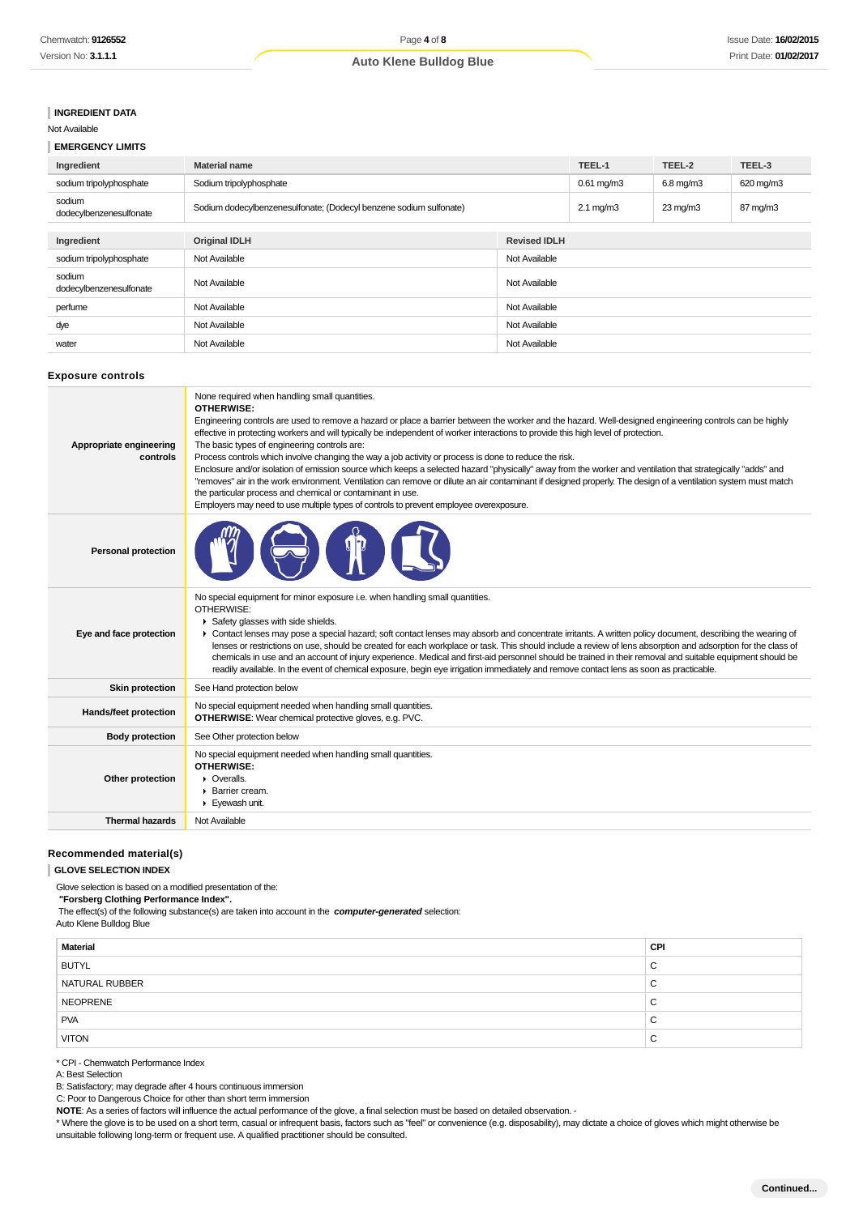### INGREDIENT DATA

Not Available

### EMERGENCY LIMITS

| Ingredient | Material name | TEEL-1 | TEEL-2 | TEEL-3 |
|---|---|---|---|---|
| sodium tripolyphosphate | Sodium tripolyphosphate | 0.61 mg/m3 | 6.8 mg/m3 | 620 mg/m3 |
| sodium dodecylbenzenesulfonate | Sodium dodecylbenzenesulfonate; (Dodecyl benzene sodium sulfonate) | 2.1 mg/m3 | 23 mg/m3 | 87 mg/m3 |

| Ingredient | Original IDLH | Revised IDLH |
|---|---|---|
| sodium tripolyphosphate | Not Available | Not Available |
| sodium dodecylbenzenesulfonate | Not Available | Not Available |
| perfume | Not Available | Not Available |
| dye | Not Available | Not Available |
| water | Not Available | Not Available |

## Exposure controls

| | |
|---|---|
| **Appropriate engineering controls** | None required when handling small quantities.<br>**OTHERWISE:**<br>Engineering controls are used to remove a hazard or place a barrier between the worker and the hazard. Well-designed engineering controls can be highly effective in protecting workers and will typically be independent of worker interactions to provide this high level of protection.<br>The basic types of engineering controls are:<br>Process controls which involve changing the way a job activity or process is done to reduce the risk.<br>Enclosure and/or isolation of emission source which keeps a selected hazard "physically" away from the worker and ventilation that strategically "adds" and "removes" air in the work environment. Ventilation can remove or dilute an air contaminant if designed properly. The design of a ventilation system must match the particular process and chemical or contaminant in use.<br>Employers may need to use multiple types of controls to prevent employee overexposure. |
| **Personal protection** | |
| **Eye and face protection** | No special equipment for minor exposure i.e. when handling small quantities.<br>OTHERWISE:<br>▸ Safety glasses with side shields.<br>▸ Contact lenses may pose a special hazard; soft contact lenses may absorb and concentrate irritants. A written policy document, describing the wearing of lenses or restrictions on use, should be created for each workplace or task. This should include a review of lens absorption and adsorption for the class of chemicals in use and an account of injury experience. Medical and first-aid personnel should be trained in their removal and suitable equipment should be readily available. In the event of chemical exposure, begin eye irrigation immediately and remove contact lens as soon as practicable. |
| **Skin protection** | See Hand protection below |
| **Hands/feet protection** | No special equipment needed when handling small quantities.<br>**OTHERWISE**: Wear chemical protective gloves, e.g. PVC. |
| **Body protection** | See Other protection below |
| **Other protection** | No special equipment needed when handling small quantities.<br>**OTHERWISE:**<br>▸ Overalls.<br>▸ Barrier cream.<br>▸ Eyewash unit. |
| **Thermal hazards** | Not Available |

## Recommended material(s)

### GLOVE SELECTION INDEX

Glove selection is based on a modified presentation of the:
**"Forsberg Clothing Performance Index".**
The effect(s) of the following substance(s) are taken into account in the ***computer-generated*** selection:
Auto Klene Bulldog Blue

| Material | CPI |
|---|---|
| BUTYL | C |
| NATURAL RUBBER | C |
| NEOPRENE | C |
| PVA | C |
| VITON | C |

* CPI - Chemwatch Performance Index
A: Best Selection
B: Satisfactory; may degrade after 4 hours continuous immersion
C: Poor to Dangerous Choice for other than short term immersion
**NOTE**: As a series of factors will influence the actual performance of the glove, a final selection must be based on detailed observation. -
* Where the glove is to be used on a short term, casual or infrequent basis, factors such as "feel" or convenience (e.g. disposability), may dictate a choice of gloves which might otherwise be unsuitable following long-term or frequent use. A qualified practitioner should be consulted.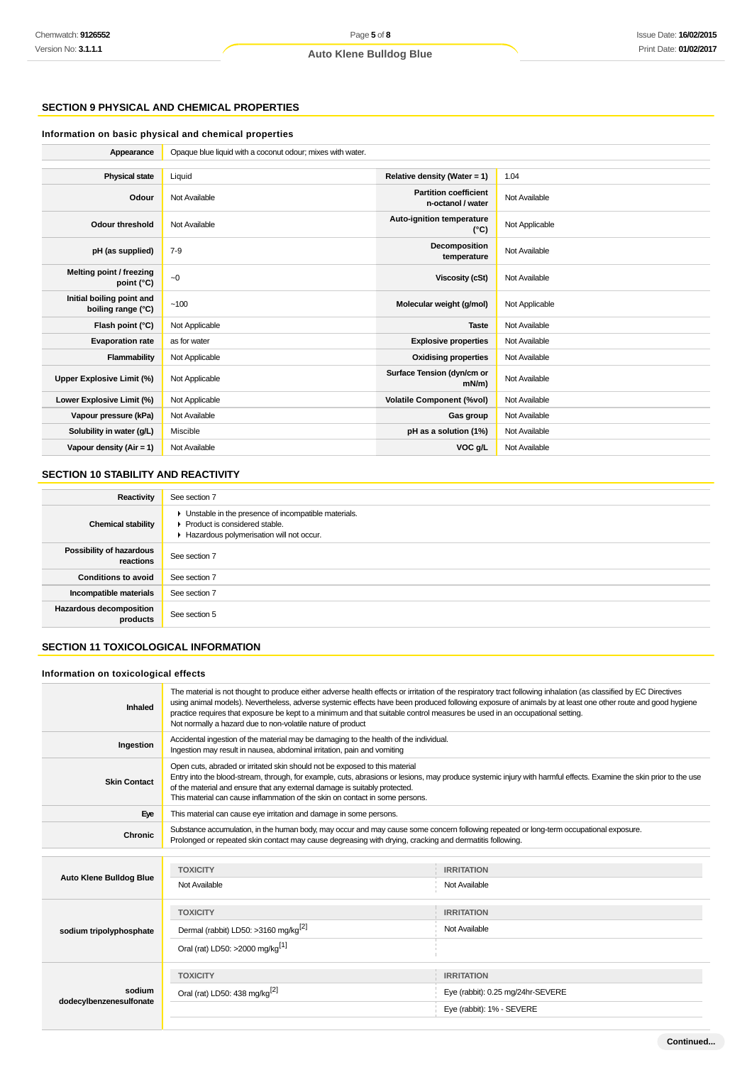## SECTION 9 PHYSICAL AND CHEMICAL PROPERTIES

### Information on basic physical and chemical properties

| Appearance | Opaque blue liquid with a coconut odour; mixes with water. |
|---|---|

| Property | Value | Property | Value |
|---|---|---|---|
| Physical state | Liquid | Relative density (Water = 1) | 1.04 |
| Odour | Not Available | Partition coefficient n-octanol / water | Not Available |
| Odour threshold | Not Available | Auto-ignition temperature (°C) | Not Applicable |
| pH (as supplied) | 7-9 | Decomposition temperature | Not Available |
| Melting point / freezing point (°C) | ~0 | Viscosity (cSt) | Not Available |
| Initial boiling point and boiling range (°C) | ~100 | Molecular weight (g/mol) | Not Applicable |
| Flash point (°C) | Not Applicable | Taste | Not Available |
| Evaporation rate | as for water | Explosive properties | Not Available |
| Flammability | Not Applicable | Oxidising properties | Not Available |
| Upper Explosive Limit (%) | Not Applicable | Surface Tension (dyn/cm or mN/m) | Not Available |
| Lower Explosive Limit (%) | Not Applicable | Volatile Component (%vol) | Not Available |
| Vapour pressure (kPa) | Not Available | Gas group | Not Available |
| Solubility in water (g/L) | Miscible | pH as a solution (1%) | Not Available |
| Vapour density (Air = 1) | Not Available | VOC g/L | Not Available |

## SECTION 10 STABILITY AND REACTIVITY

| | |
|---|---|
| Reactivity | See section 7 |
| Chemical stability | ▸ Unstable in the presence of incompatible materials.<br>▸ Product is considered stable.<br>▸ Hazardous polymerisation will not occur. |
| Possibility of hazardous reactions | See section 7 |
| Conditions to avoid | See section 7 |
| Incompatible materials | See section 7 |
| Hazardous decomposition products | See section 5 |

## SECTION 11 TOXICOLOGICAL INFORMATION

### Information on toxicological effects

| | |
|---|---|
| Inhaled | The material is not thought to produce either adverse health effects or irritation of the respiratory tract following inhalation (as classified by EC Directives using animal models). Nevertheless, adverse systemic effects have been produced following exposure of animals by at least one other route and good hygiene practice requires that exposure be kept to a minimum and that suitable control measures be used in an occupational setting.<br>Not normally a hazard due to non-volatile nature of product |
| Ingestion | Accidental ingestion of the material may be damaging to the health of the individual.<br>Ingestion may result in nausea, abdominal irritation, pain and vomiting |
| Skin Contact | Open cuts, abraded or irritated skin should not be exposed to this material<br>Entry into the blood-stream, through, for example, cuts, abrasions or lesions, may produce systemic injury with harmful effects. Examine the skin prior to the use of the material and ensure that any external damage is suitably protected.<br>This material can cause inflammation of the skin on contact in some persons. |
| Eye | This material can cause eye irritation and damage in some persons. |
| Chronic | Substance accumulation, in the human body, may occur and may cause some concern following repeated or long-term occupational exposure.<br>Prolonged or repeated skin contact may cause degreasing with drying, cracking and dermatitis following. |

| | TOXICITY | IRRITATION |
|---|---|---|
| Auto Klene Bulldog Blue | Not Available | Not Available |
| sodium tripolyphosphate | Dermal (rabbit) LD50: >3160 mg/kg[2] | Not Available |
| | Oral (rat) LD50: >2000 mg/kg[1] | |
| sodium dodecylbenzenesulfonate | Oral (rat) LD50: 438 mg/kg[2] | Eye (rabbit): 0.25 mg/24hr-SEVERE |
| | | Eye (rabbit): 1% - SEVERE |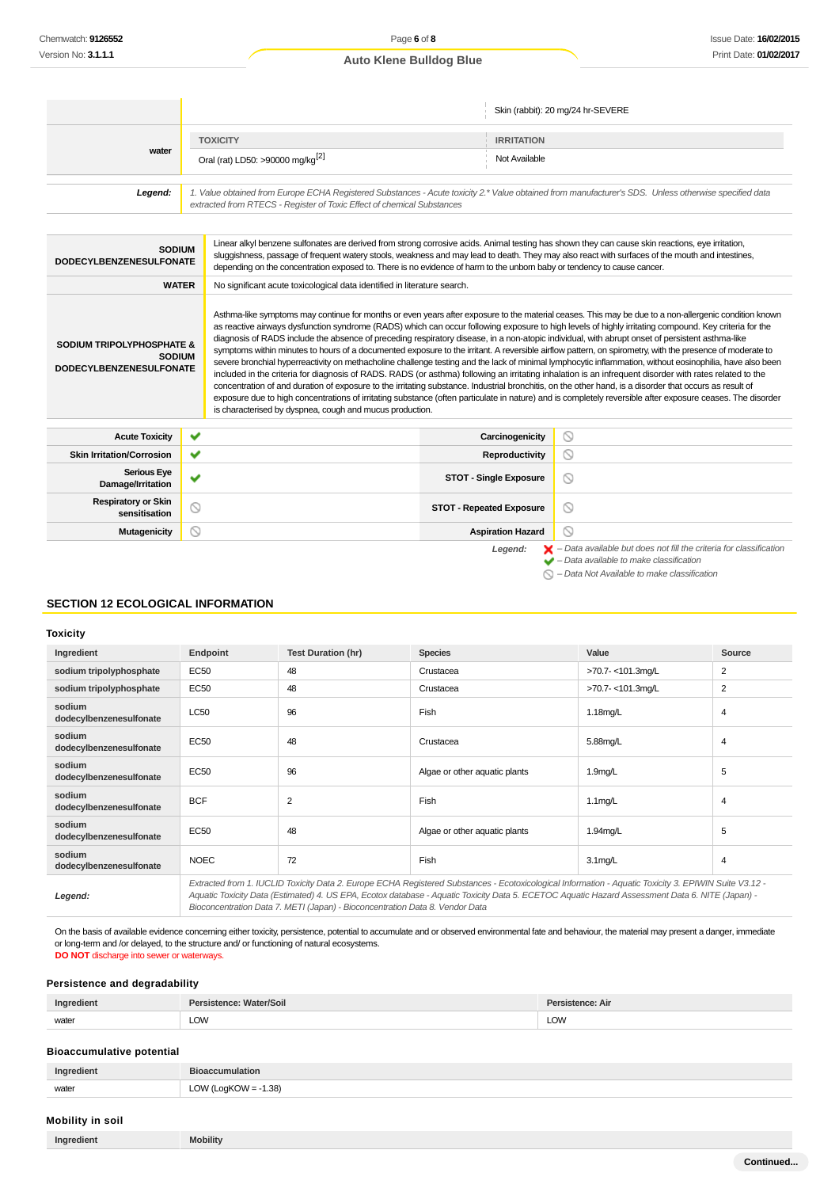| | | |
|---|---|---|
| | | Skin (rabbit): 20 mg/24 hr-SEVERE |
| water | TOXICITY | IRRITATION |
| | Oral (rat) LD50: >90000 mg/kg[2] | Not Available |
| ***Legend:*** | *1. Value obtained from Europe ECHA Registered Substances - Acute toxicity 2.\* Value obtained from manufacturer's SDS. Unless otherwise specified data extracted from RTECS - Register of Toxic Effect of chemical Substances* | |

| | |
|---|---|
| **SODIUM DODECYLBENZENESULFONATE** | Linear alkyl benzene sulfonates are derived from strong corrosive acids. Animal testing has shown they can cause skin reactions, eye irritation, sluggishness, passage of frequent watery stools, weakness and may lead to death. They may also react with surfaces of the mouth and intestines, depending on the concentration exposed to. There is no evidence of harm to the unborn baby or tendency to cause cancer. |
| **WATER** | No significant acute toxicological data identified in literature search. |
| **SODIUM TRIPOLYPHOSPHATE & SODIUM DODECYLBENZENESULFONATE** | Asthma-like symptoms may continue for months or even years after exposure to the material ceases. This may be due to a non-allergenic condition known as reactive airways dysfunction syndrome (RADS) which can occur following exposure to high levels of highly irritating compound. Key criteria for the diagnosis of RADS include the absence of preceding respiratory disease, in a non-atopic individual, with abrupt onset of persistent asthma-like symptoms within minutes to hours of a documented exposure to the irritant. A reversible airflow pattern, on spirometry, with the presence of moderate to severe bronchial hyperreactivity on methacholine challenge testing and the lack of minimal lymphocytic inflammation, without eosinophilia, have also been included in the criteria for diagnosis of RADS. RADS (or asthma) following an irritating inhalation is an infrequent disorder with rates related to the concentration of and duration of exposure to the irritating substance. Industrial bronchitis, on the other hand, is a disorder that occurs as result of exposure due to high concentrations of irritating substance (often particulate in nature) and is completely reversible after exposure ceases. The disorder is characterised by dyspnea, cough and mucus production. |

| | | | |
|---|---|---|---|
| **Acute Toxicity** | ✔ | **Carcinogenicity** | ⦸ |
| **Skin Irritation/Corrosion** | ✔ | **Reproductivity** | ⦸ |
| **Serious Eye Damage/Irritation** | ✔ | **STOT - Single Exposure** | ⦸ |
| **Respiratory or Skin sensitisation** | ⦸ | **STOT - Repeated Exposure** | ⦸ |
| **Mutagenicity** | ⦸ | **Aspiration Hazard** | ⦸ |

***Legend:***
- ✘ *– Data available but does not fill the criteria for classification*
- ✔ *– Data available to make classification*
- ⦸ *– Data Not Available to make classification*

## SECTION 12 ECOLOGICAL INFORMATION

### Toxicity

| Ingredient | Endpoint | Test Duration (hr) | Species | Value | Source |
|---|---|---|---|---|---|
| sodium tripolyphosphate | EC50 | 48 | Crustacea | >70.7- <101.3mg/L | 2 |
| sodium tripolyphosphate | EC50 | 48 | Crustacea | >70.7- <101.3mg/L | 2 |
| sodium dodecylbenzenesulfonate | LC50 | 96 | Fish | 1.18mg/L | 4 |
| sodium dodecylbenzenesulfonate | EC50 | 48 | Crustacea | 5.88mg/L | 4 |
| sodium dodecylbenzenesulfonate | EC50 | 96 | Algae or other aquatic plants | 1.9mg/L | 5 |
| sodium dodecylbenzenesulfonate | BCF | 2 | Fish | 1.1mg/L | 4 |
| sodium dodecylbenzenesulfonate | EC50 | 48 | Algae or other aquatic plants | 1.94mg/L | 5 |
| sodium dodecylbenzenesulfonate | NOEC | 72 | Fish | 3.1mg/L | 4 |
| ***Legend:*** | *Extracted from 1. IUCLID Toxicity Data 2. Europe ECHA Registered Substances - Ecotoxicological Information - Aquatic Toxicity 3. EPIWIN Suite V3.12 - Aquatic Toxicity Data (Estimated) 4. US EPA, Ecotox database - Aquatic Toxicity Data 5. ECETOC Aquatic Hazard Assessment Data 6. NITE (Japan) - Bioconcentration Data 7. METI (Japan) - Bioconcentration Data 8. Vendor Data* | | | | |

On the basis of available evidence concerning either toxicity, persistence, potential to accumulate and or observed environmental fate and behaviour, the material may present a danger, immediate or long-term and /or delayed, to the structure and/ or functioning of natural ecosystems.
**DO NOT** discharge into sewer or waterways.

### Persistence and degradability

| Ingredient | Persistence: Water/Soil | Persistence: Air |
|---|---|---|
| water | LOW | LOW |

### Bioaccumulative potential

| Ingredient | Bioaccumulation |
|---|---|
| water | LOW (LogKOW = -1.38) |

### Mobility in soil

| Ingredient | Mobility |
|---|---|

Continued...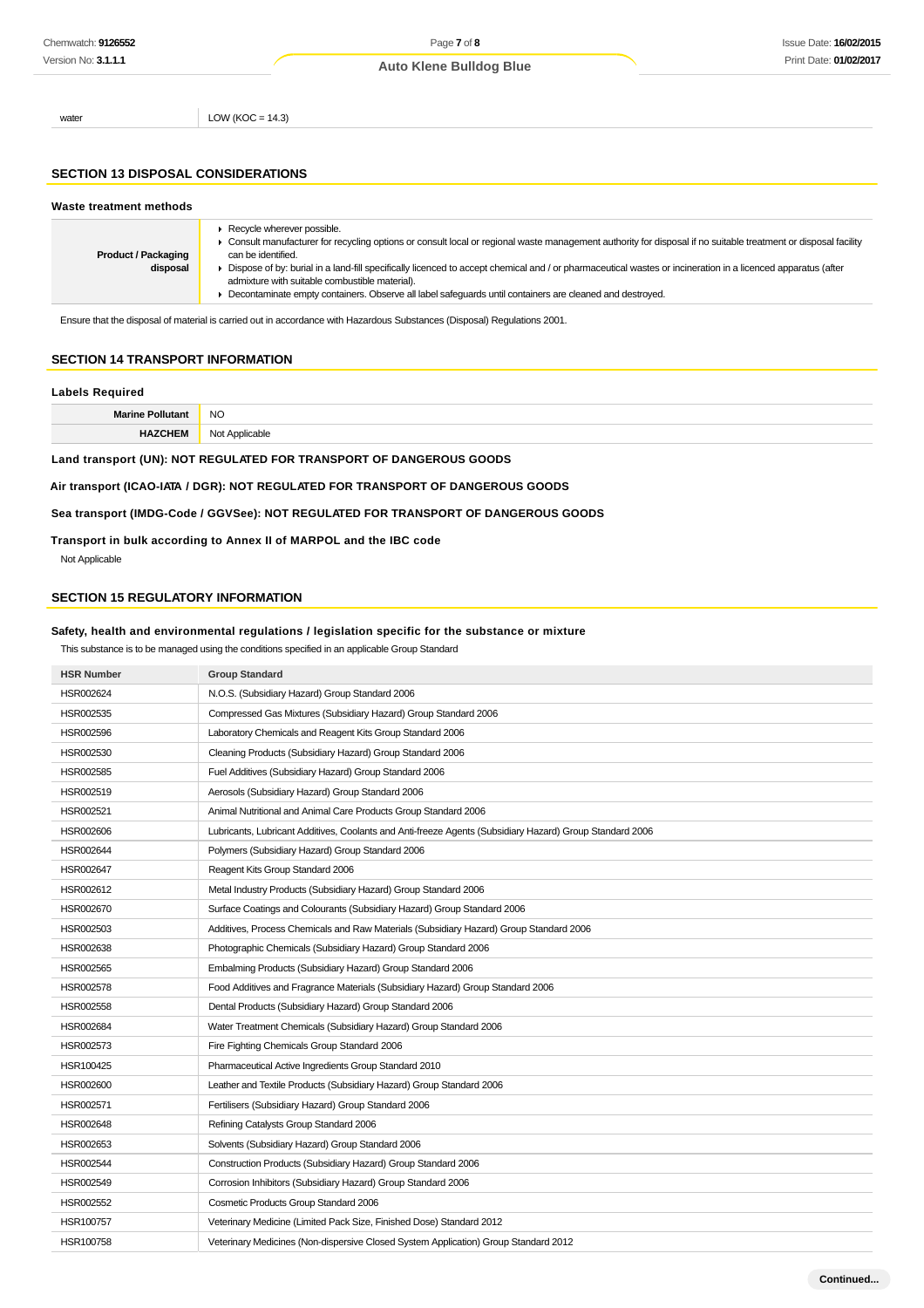| water | LOW (KOC = 14.3) |
|---|---|

## SECTION 13 DISPOSAL CONSIDERATIONS

### Waste treatment methods

| Product / Packaging disposal | ▸ Recycle wherever possible.<br>▸ Consult manufacturer for recycling options or consult local or regional waste management authority for disposal if no suitable treatment or disposal facility can be identified.<br>▸ Dispose of by: burial in a land-fill specifically licenced to accept chemical and / or pharmaceutical wastes or incineration in a licenced apparatus (after admixture with suitable combustible material).<br>▸ Decontaminate empty containers. Observe all label safeguards until containers are cleaned and destroyed. |
|---|---|

Ensure that the disposal of material is carried out in accordance with Hazardous Substances (Disposal) Regulations 2001.

## SECTION 14 TRANSPORT INFORMATION

### Labels Required

| Marine Pollutant | NO |
|---|---|
| HAZCHEM | Not Applicable |

**Land transport (UN): NOT REGULATED FOR TRANSPORT OF DANGEROUS GOODS**

**Air transport (ICAO-IATA / DGR): NOT REGULATED FOR TRANSPORT OF DANGEROUS GOODS**

**Sea transport (IMDG-Code / GGVSee): NOT REGULATED FOR TRANSPORT OF DANGEROUS GOODS**

**Transport in bulk according to Annex II of MARPOL and the IBC code**

Not Applicable

## SECTION 15 REGULATORY INFORMATION

### Safety, health and environmental regulations / legislation specific for the substance or mixture

This substance is to be managed using the conditions specified in an applicable Group Standard

| HSR Number | Group Standard |
|---|---|
| HSR002624 | N.O.S. (Subsidiary Hazard) Group Standard 2006 |
| HSR002535 | Compressed Gas Mixtures (Subsidiary Hazard) Group Standard 2006 |
| HSR002596 | Laboratory Chemicals and Reagent Kits Group Standard 2006 |
| HSR002530 | Cleaning Products (Subsidiary Hazard) Group Standard 2006 |
| HSR002585 | Fuel Additives (Subsidiary Hazard) Group Standard 2006 |
| HSR002519 | Aerosols (Subsidiary Hazard) Group Standard 2006 |
| HSR002521 | Animal Nutritional and Animal Care Products Group Standard 2006 |
| HSR002606 | Lubricants, Lubricant Additives, Coolants and Anti-freeze Agents (Subsidiary Hazard) Group Standard 2006 |
| HSR002644 | Polymers (Subsidiary Hazard) Group Standard 2006 |
| HSR002647 | Reagent Kits Group Standard 2006 |
| HSR002612 | Metal Industry Products (Subsidiary Hazard) Group Standard 2006 |
| HSR002670 | Surface Coatings and Colourants (Subsidiary Hazard) Group Standard 2006 |
| HSR002503 | Additives, Process Chemicals and Raw Materials (Subsidiary Hazard) Group Standard 2006 |
| HSR002638 | Photographic Chemicals (Subsidiary Hazard) Group Standard 2006 |
| HSR002565 | Embalming Products (Subsidiary Hazard) Group Standard 2006 |
| HSR002578 | Food Additives and Fragrance Materials (Subsidiary Hazard) Group Standard 2006 |
| HSR002558 | Dental Products (Subsidiary Hazard) Group Standard 2006 |
| HSR002684 | Water Treatment Chemicals (Subsidiary Hazard) Group Standard 2006 |
| HSR002573 | Fire Fighting Chemicals Group Standard 2006 |
| HSR100425 | Pharmaceutical Active Ingredients Group Standard 2010 |
| HSR002600 | Leather and Textile Products (Subsidiary Hazard) Group Standard 2006 |
| HSR002571 | Fertilisers (Subsidiary Hazard) Group Standard 2006 |
| HSR002648 | Refining Catalysts Group Standard 2006 |
| HSR002653 | Solvents (Subsidiary Hazard) Group Standard 2006 |
| HSR002544 | Construction Products (Subsidiary Hazard) Group Standard 2006 |
| HSR002549 | Corrosion Inhibitors (Subsidiary Hazard) Group Standard 2006 |
| HSR002552 | Cosmetic Products Group Standard 2006 |
| HSR100757 | Veterinary Medicine (Limited Pack Size, Finished Dose) Standard 2012 |
| HSR100758 | Veterinary Medicines (Non-dispersive Closed System Application) Group Standard 2012 |

Continued...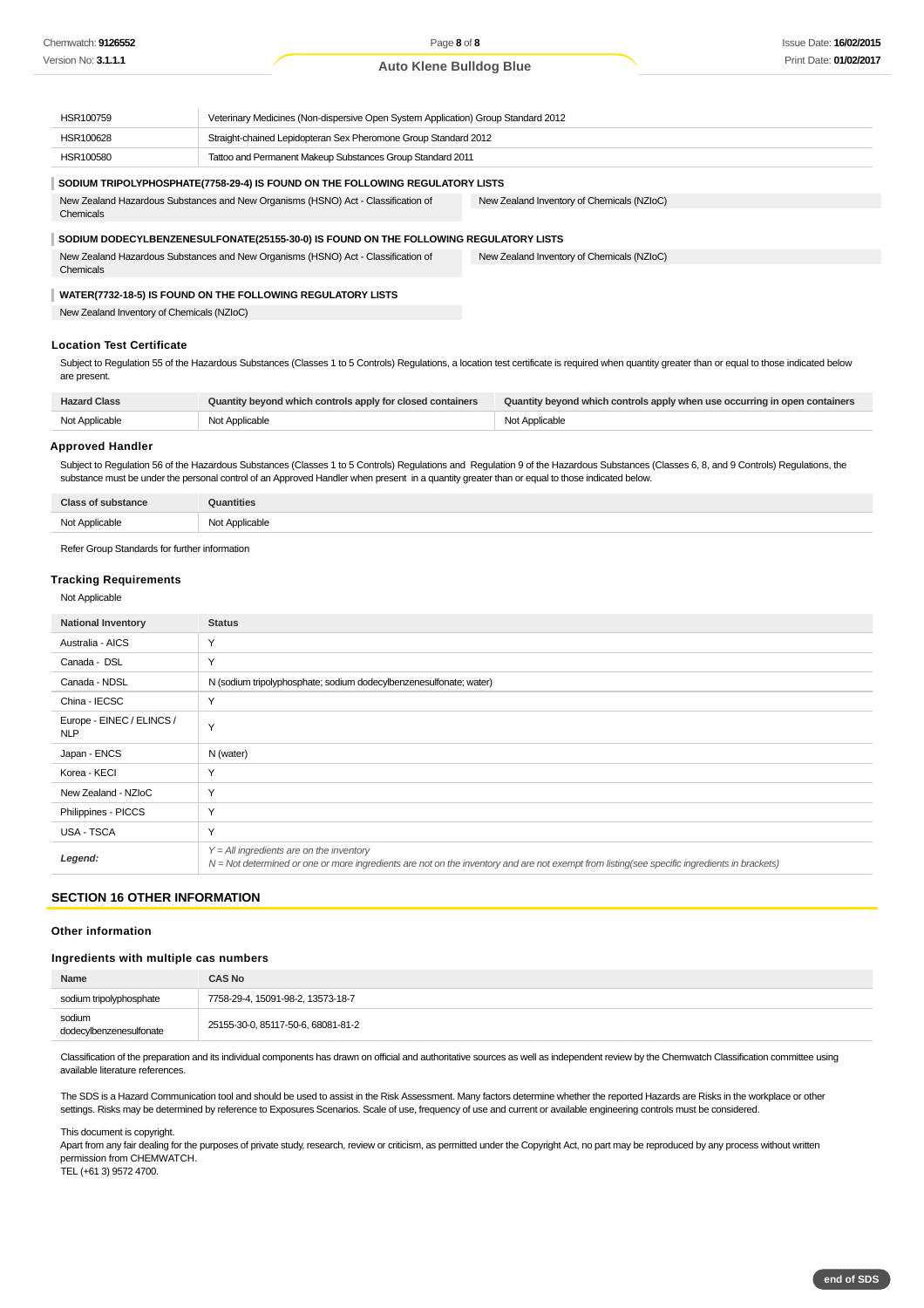| | |
|---|---|
| HSR100759 | Veterinary Medicines (Non-dispersive Open System Application) Group Standard 2012 |
| HSR100628 | Straight-chained Lepidopteran Sex Pheromone Group Standard 2012 |
| HSR100580 | Tattoo and Permanent Makeup Substances Group Standard 2011 |

**SODIUM TRIPOLYPHOSPHATE(7758-29-4) IS FOUND ON THE FOLLOWING REGULATORY LISTS**

| | |
|---|---|
| New Zealand Hazardous Substances and New Organisms (HSNO) Act - Classification of Chemicals | New Zealand Inventory of Chemicals (NZIoC) |

**SODIUM DODECYLBENZENESULFONATE(25155-30-0) IS FOUND ON THE FOLLOWING REGULATORY LISTS**

| | |
|---|---|
| New Zealand Hazardous Substances and New Organisms (HSNO) Act - Classification of Chemicals | New Zealand Inventory of Chemicals (NZIoC) |

**WATER(7732-18-5) IS FOUND ON THE FOLLOWING REGULATORY LISTS**

New Zealand Inventory of Chemicals (NZIoC)

### Location Test Certificate

Subject to Regulation 55 of the Hazardous Substances (Classes 1 to 5 Controls) Regulations, a location test certificate is required when quantity greater than or equal to those indicated below are present.

| Hazard Class | Quantity beyond which controls apply for closed containers | Quantity beyond which controls apply when use occurring in open containers |
|---|---|---|
| Not Applicable | Not Applicable | Not Applicable |

### Approved Handler

Subject to Regulation 56 of the Hazardous Substances (Classes 1 to 5 Controls) Regulations and Regulation 9 of the Hazardous Substances (Classes 6, 8, and 9 Controls) Regulations, the substance must be under the personal control of an Approved Handler when present in a quantity greater than or equal to those indicated below.

| Class of substance | Quantities |
|---|---|
| Not Applicable | Not Applicable |

Refer Group Standards for further information

### Tracking Requirements

Not Applicable

| National Inventory | Status |
|---|---|
| Australia - AICS | Y |
| Canada - DSL | Y |
| Canada - NDSL | N (sodium tripolyphosphate; sodium dodecylbenzenesulfonate; water) |
| China - IECSC | Y |
| Europe - EINEC / ELINCS / NLP | Y |
| Japan - ENCS | N (water) |
| Korea - KECI | Y |
| New Zealand - NZIoC | Y |
| Philippines - PICCS | Y |
| USA - TSCA | Y |
| ***Legend:*** | *Y = All ingredients are on the inventory*<br>*N = Not determined or one or more ingredients are not on the inventory and are not exempt from listing(see specific ingredients in brackets)* |

## SECTION 16 OTHER INFORMATION

### Other information

### Ingredients with multiple cas numbers

| Name | CAS No |
|---|---|
| sodium tripolyphosphate | 7758-29-4, 15091-98-2, 13573-18-7 |
| sodium dodecylbenzenesulfonate | 25155-30-0, 85117-50-6, 68081-81-2 |

Classification of the preparation and its individual components has drawn on official and authoritative sources as well as independent review by the Chemwatch Classification committee using available literature references.

The SDS is a Hazard Communication tool and should be used to assist in the Risk Assessment. Many factors determine whether the reported Hazards are Risks in the workplace or other settings. Risks may be determined by reference to Exposures Scenarios. Scale of use, frequency of use and current or available engineering controls must be considered.

This document is copyright.
Apart from any fair dealing for the purposes of private study, research, review or criticism, as permitted under the Copyright Act, no part may be reproduced by any process without written permission from CHEMWATCH.
TEL (+61 3) 9572 4700.

end of SDS